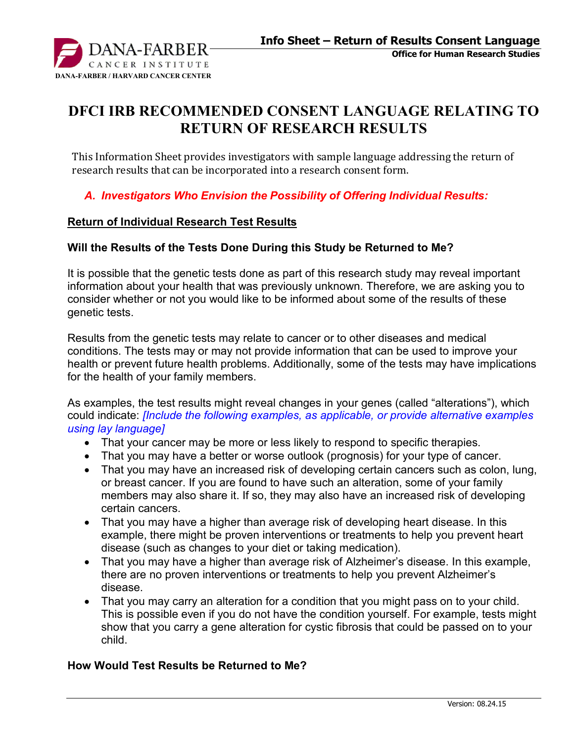# DFCI IRB RECOMMENDED CONSENT LANGUAGE RELATING TO RETURN OF RESEARCH RESULTS

This Information Sheet provides investigators with sample language addressing the return of research results that can be incorporated into a research consent form.

## *A. Investigators Who Envision the Possibility of Offering Individual Results:*

**Return of Individual Research Test Results**

### Will the Results of the Tests Done During this Study be Returned to Me?

It is possible that the genetic tests done as part of this research study may reveal important information about your health that was previously unknown. Therefore, we are asking you to consider whether or not you would like to be informed about some of the results of these genetic tests.

Results from the genetic tests may relate to cancer or to other diseases and medical conditions. The tests may or may not provide information that can be used to improve your health or prevent future health problems. Additionally, some of the tests may have implications for the health of your family members.

As examples, the test results might reveal changes in your genes (called "alterations"), which could indicate: *[Include the following examples, as applicable, or provide alternative examples using lay language]*

- That your cancer may be more or less likely to respond to specific therapies.
- That you may have a better or worse outlook (prognosis) for your type of cancer.
- That you may have an increased risk of developing certain cancers such as colon, lung, or breast cancer. If you are found to have such an alteration, some of your family members may also share it. If so, they may also have an increased risk of developing certain cancers.
- That you may have a higher than average risk of developing heart disease. In this example, there might be proven interventions or treatments to help you prevent heart disease (such as changes to your diet or taking medication).
- That you may have a higher than average risk of Alzheimer's disease. In this example, there are no proven interventions or treatments to help you prevent Alzheimer's disease.
- That you may carry an alteration for a condition that you might pass on to your child. This is possible even if you do not have the condition yourself. For example, tests might show that you carry a gene alteration for cystic fibrosis that could be passed on to your child.

### How Would Test Results be Returned to Me?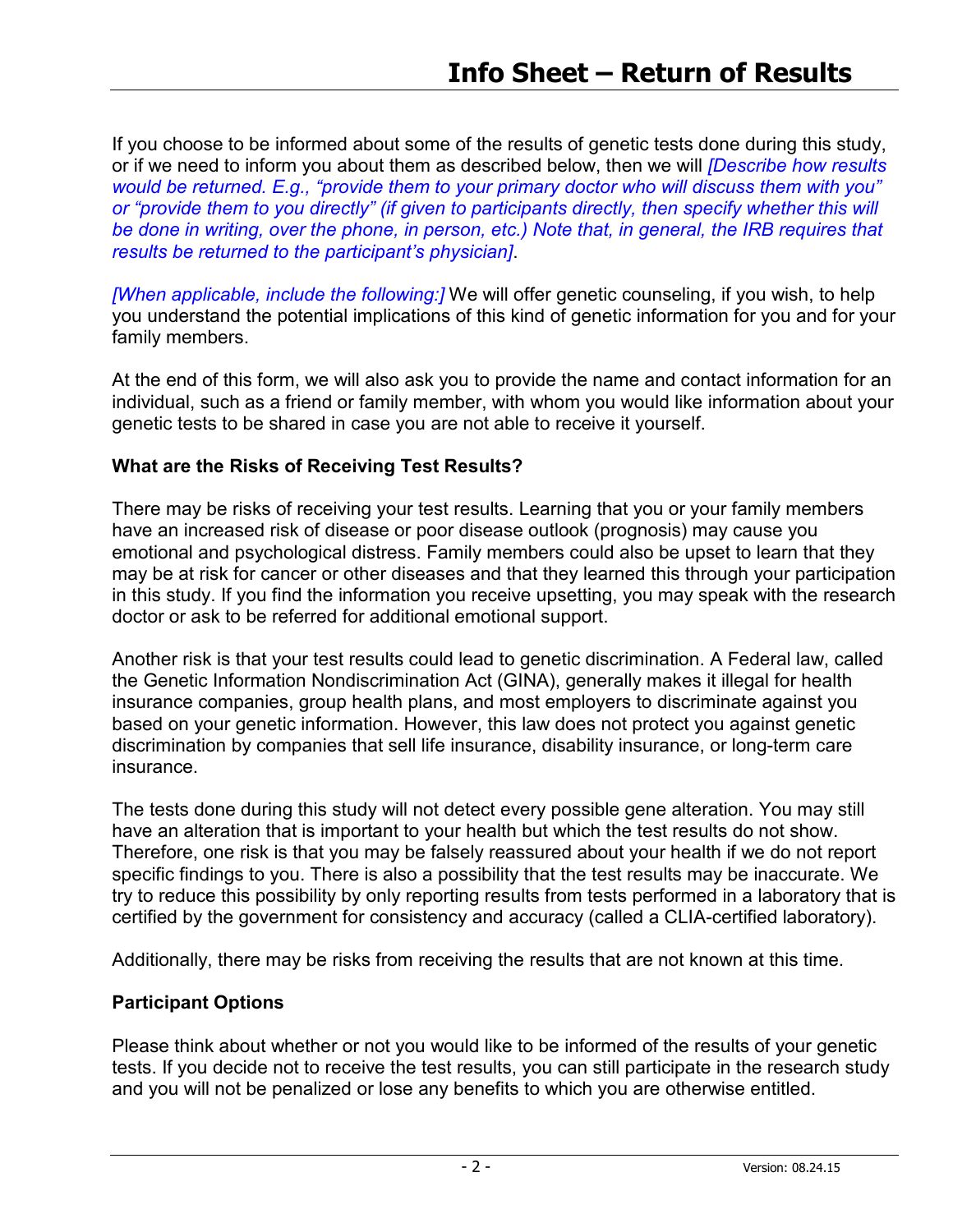If you choose to be informed about some of the results of genetic tests done during this study, or if we need to inform you about them as described below, then we will *[Describe how results would be returned. E.g., "provide them to your primary doctor who will discuss them with you" or "provide them to you directly" (if given to participants directly, then specify whether this will be done in writing, over the phone, in person, etc.) Note that, in general, the IRB requires that results be returned to the participant's physician]*.

*[When applicable, include the following:]* We will offer genetic counseling, if you wish, to help you understand the potential implications of this kind of genetic information for you and for your family members.

At the end of this form, we will also ask you to provide the name and contact information for an individual, such as a friend or family member, with whom you would like information about your genetic tests to be shared in case you are not able to receive it yourself.

**What are the Risks of Receiving Test Results?**

There may be risks of receiving your test results. Learning that you or your family members have an increased risk of disease or poor disease outlook (prognosis) may cause you emotional and psychological distress. Family members could also be upset to learn that they may be at risk for cancer or other diseases and that they learned this through your participation in this study. If you find the information you receive upsetting, you may speak with the research doctor or ask to be referred for additional emotional support.

Another risk is that your test results could lead to genetic discrimination. A Federal law, called the Genetic Information Nondiscrimination Act (GINA), generally makes it illegal for health insurance companies, group health plans, and most employers to discriminate against you based on your genetic information. However, this law does not protect you against genetic discrimination by companies that sell life insurance, disability insurance, or long-term care insurance.

The tests done during this study will not detect every possible gene alteration. You may still have an alteration that is important to your health but which the test results do not show. Therefore, one risk is that you may be falsely reassured about your health if we do not report specific findings to you. There is also a possibility that the test results may be inaccurate. We try to reduce this possibility by only reporting results from tests performed in a laboratory that is certified by the government for consistency and accuracy (called a CLIA-certified laboratory).

Additionally, there may be risks from receiving the results that are not known at this time.

**Participant Options**

Please think about whether or not you would like to be informed of the results of your genetic tests. If you decide not to receive the test results, you can still participate in the research study and you will not be penalized or lose any benefits to which you are otherwise entitled.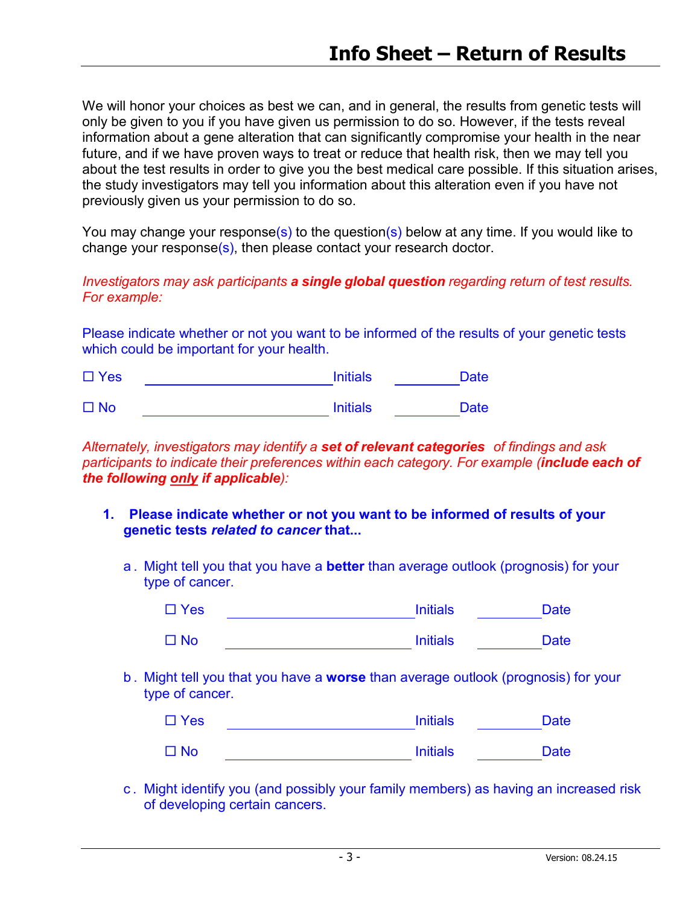# Info Sheet – Return of Results

We will honor your choices as best we can, and in general, the results from genetic tests will only be given to you if you have given us permission to do so. However, if the tests reveal information about a gene alteration that can significantly compromise your health in the near future, and if we have proven ways to treat or reduce that health risk, then we may tell you about the test results in order to give you the best medical care possible. If this situation arises, the study investigators may tell you information about this alteration even if you have not previously given us your permission to do so.

You may change your response(s) to the question(s) below at any time. If you would like to change your response(s), then please contact your research doctor.

*Investigators may ask participants* ***a single global question*** *regarding return of test results. For example:*

Please indicate whether or not you want to be informed of the results of your genetic tests which could be important for your health.

☐ Yes \_\_\_\_\_\_\_\_\_\_\_\_\_\_\_\_\_\_\_\_\_\_\_\_ Initials \_\_\_\_\_\_\_\_ Date

☐ No \_\_\_\_\_\_\_\_\_\_\_\_\_\_\_\_\_\_\_\_\_\_\_\_ Initials \_\_\_\_\_\_\_\_ Date

*Alternately, investigators may identify a* ***set of relevant categories*** *of findings and ask participants to indicate their preferences within each category. For example (**include each of the following <u>only</u> if applicable**):*

1. **Please indicate whether or not you want to be informed of results of your genetic tests *related to cancer* that...**

   a. Might tell you that you have a **better** than average outlook (prognosis) for your type of cancer.

      ☐ Yes \_\_\_\_\_\_\_\_\_\_\_\_\_\_\_\_\_\_\_\_\_\_\_\_ Initials \_\_\_\_\_\_\_\_ Date

      ☐ No \_\_\_\_\_\_\_\_\_\_\_\_\_\_\_\_\_\_\_\_\_\_\_\_ Initials \_\_\_\_\_\_\_\_ Date

   b. Might tell you that you have a **worse** than average outlook (prognosis) for your type of cancer.

      ☐ Yes \_\_\_\_\_\_\_\_\_\_\_\_\_\_\_\_\_\_\_\_\_\_\_\_ Initials \_\_\_\_\_\_\_\_ Date

      ☐ No \_\_\_\_\_\_\_\_\_\_\_\_\_\_\_\_\_\_\_\_\_\_\_\_ Initials \_\_\_\_\_\_\_\_ Date

   c. Might identify you (and possibly your family members) as having an increased risk of developing certain cancers.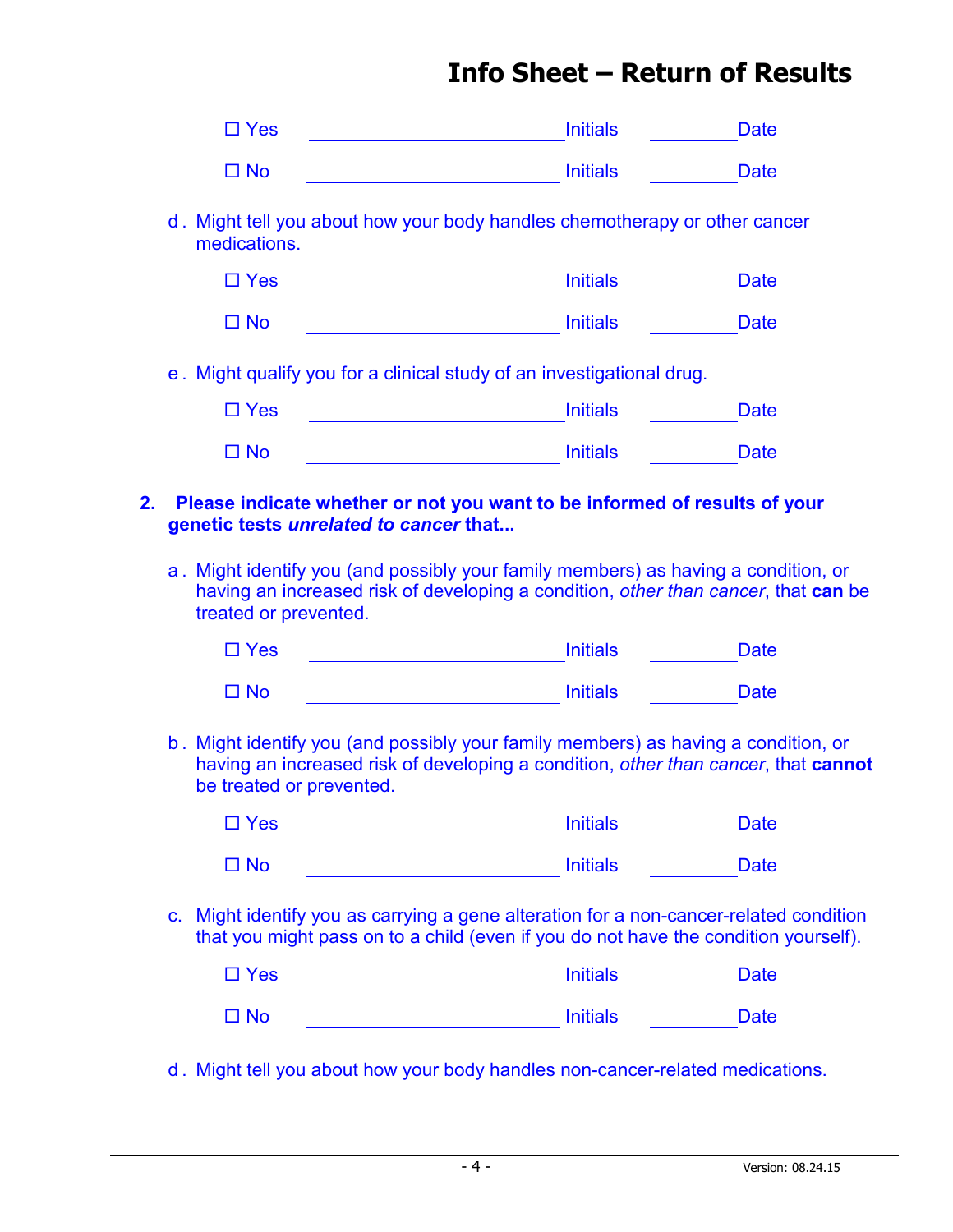☐ Yes ________________________ Initials ________ Date

☐ No ________________________ Initials ________ Date

d. Might tell you about how your body handles chemotherapy or other cancer medications.

☐ Yes ________________________ Initials ________ Date

☐ No ________________________ Initials ________ Date

e. Might qualify you for a clinical study of an investigational drug.

☐ Yes ________________________ Initials ________ Date

☐ No ________________________ Initials ________ Date

**2. Please indicate whether or not you want to be informed of results of your genetic tests *unrelated to cancer* that...**

a. Might identify you (and possibly your family members) as having a condition, or having an increased risk of developing a condition, *other than cancer*, that **can** be treated or prevented.

☐ Yes ________________________ Initials ________ Date

☐ No ________________________ Initials ________ Date

b. Might identify you (and possibly your family members) as having a condition, or having an increased risk of developing a condition, *other than cancer*, that **cannot** be treated or prevented.

☐ Yes ________________________ Initials ________ Date

☐ No ________________________ Initials ________ Date

c. Might identify you as carrying a gene alteration for a non-cancer-related condition that you might pass on to a child (even if you do not have the condition yourself).

☐ Yes ________________________ Initials ________ Date

☐ No ________________________ Initials ________ Date

d. Might tell you about how your body handles non-cancer-related medications.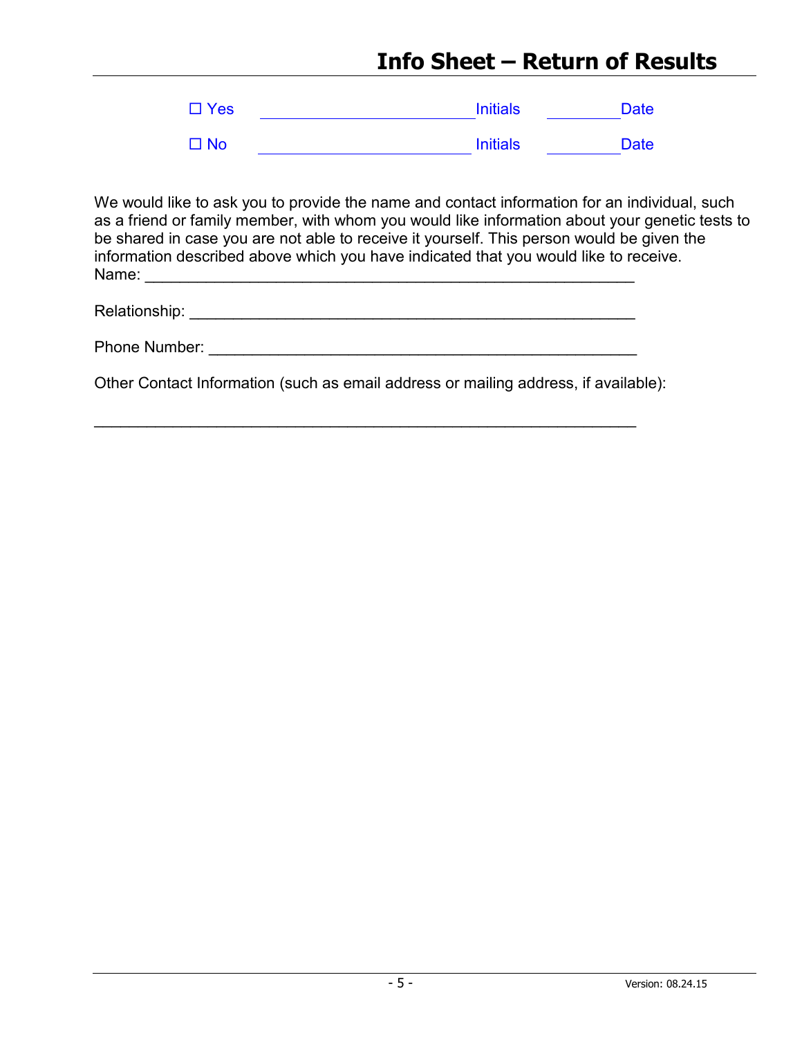☐ Yes ______________________ Initials ________ Date

☐ No ______________________ Initials ________ Date

We would like to ask you to provide the name and contact information for an individual, such as a friend or family member, with whom you would like information about your genetic tests to be shared in case you are not able to receive it yourself. This person would be given the information described above which you have indicated that you would like to receive.

Name: ___________________________________________________

Relationship: _______________________________________________

Phone Number: _____________________________________________

Other Contact Information (such as email address or mailing address, if available):

_________________________________________________________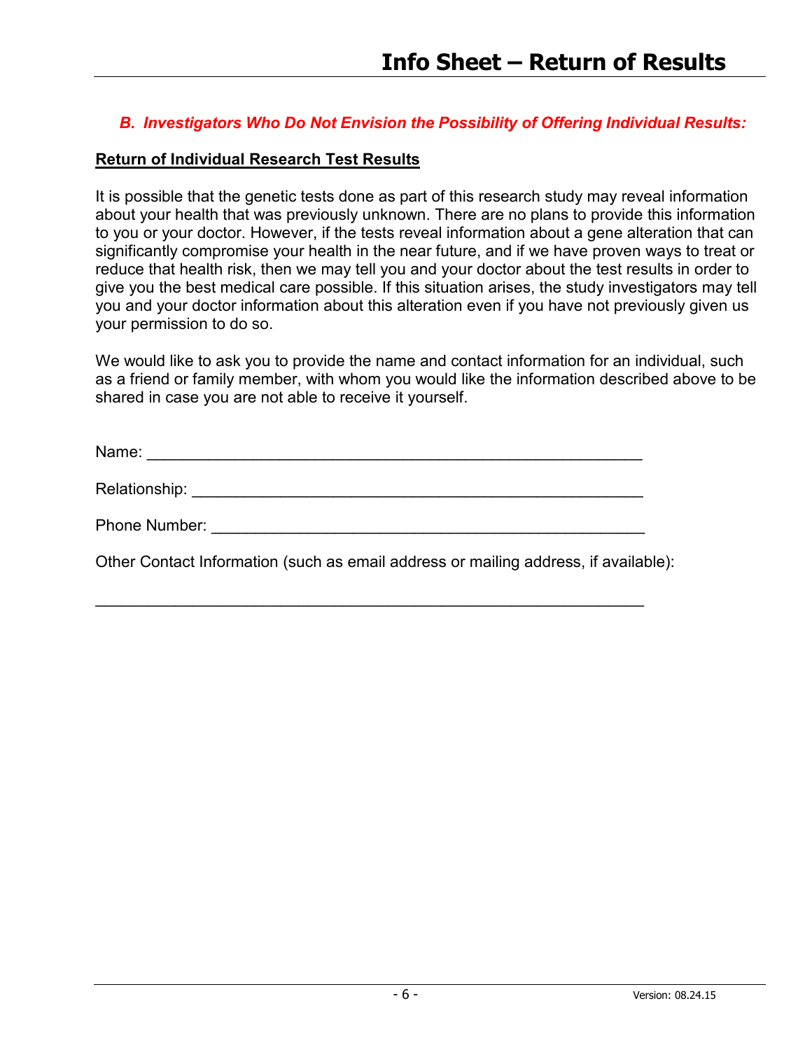***B. Investigators Who Do Not Envision the Possibility of Offering Individual Results:***

**Return of Individual Research Test Results**

It is possible that the genetic tests done as part of this research study may reveal information about your health that was previously unknown. There are no plans to provide this information to you or your doctor. However, if the tests reveal information about a gene alteration that can significantly compromise your health in the near future, and if we have proven ways to treat or reduce that health risk, then we may tell you and your doctor about the test results in order to give you the best medical care possible. If this situation arises, the study investigators may tell you and your doctor information about this alteration even if you have not previously given us your permission to do so.

We would like to ask you to provide the name and contact information for an individual, such as a friend or family member, with whom you would like the information described above to be shared in case you are not able to receive it yourself.

Name: ________________________________________________________

Relationship: ___________________________________________________

Phone Number: _________________________________________________

Other Contact Information (such as email address or mailing address, if available):

______________________________________________________________